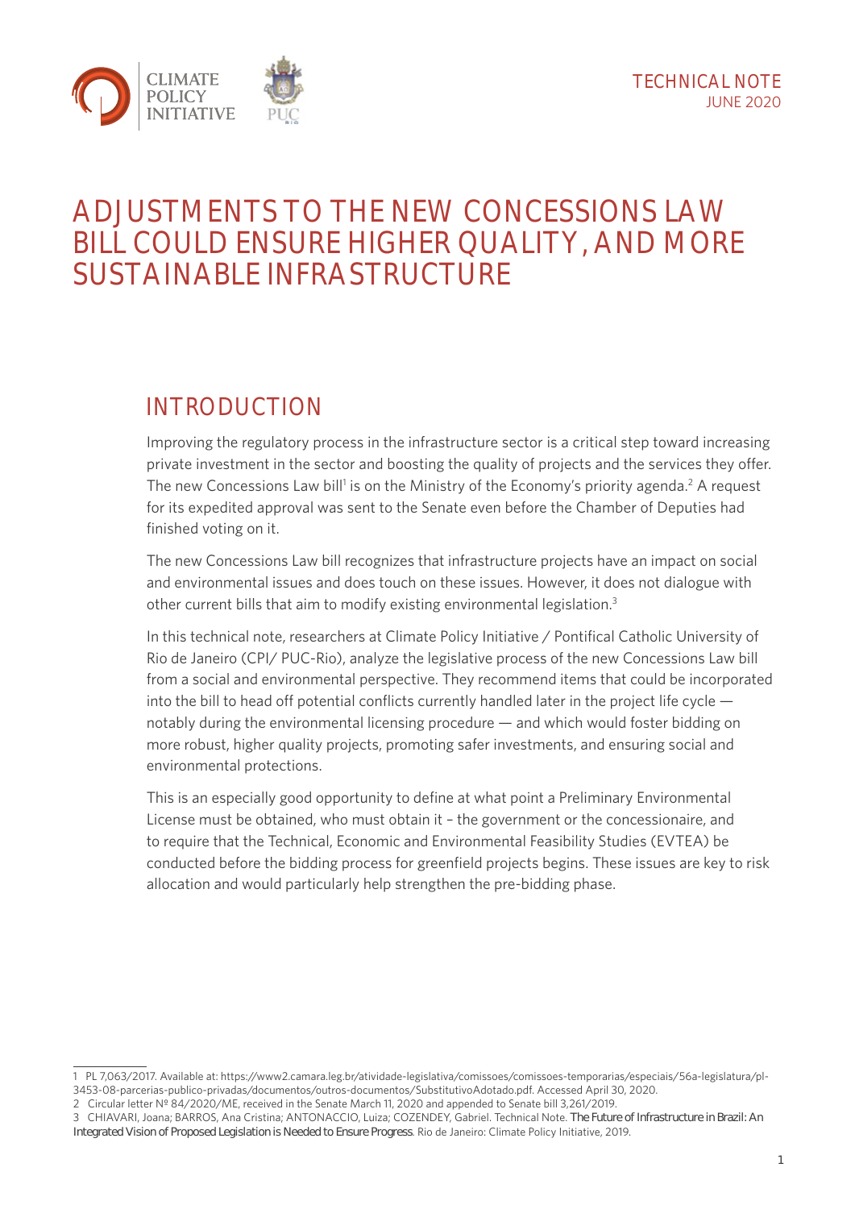TECHNICAL NOTE
JUNE 2020

# ADJUSTMENTS TO THE NEW CONCESSIONS LAW BILL COULD ENSURE HIGHER QUALITY, AND MORE SUSTAINABLE INFRASTRUCTURE

## INTRODUCTION

Improving the regulatory process in the infrastructure sector is a critical step toward increasing private investment in the sector and boosting the quality of projects and the services they offer. The new Concessions Law bill[1] is on the Ministry of the Economy's priority agenda.[2] A request for its expedited approval was sent to the Senate even before the Chamber of Deputies had finished voting on it.

The new Concessions Law bill recognizes that infrastructure projects have an impact on social and environmental issues and does touch on these issues. However, it does not dialogue with other current bills that aim to modify existing environmental legislation.[3]

In this technical note, researchers at Climate Policy Initiative / Pontifical Catholic University of Rio de Janeiro (CPI/ PUC-Rio), analyze the legislative process of the new Concessions Law bill from a social and environmental perspective. They recommend items that could be incorporated into the bill to head off potential conflicts currently handled later in the project life cycle — notably during the environmental licensing procedure — and which would foster bidding on more robust, higher quality projects, promoting safer investments, and ensuring social and environmental protections.

This is an especially good opportunity to define at what point a Preliminary Environmental License must be obtained, who must obtain it – the government or the concessionaire, and to require that the Technical, Economic and Environmental Feasibility Studies (EVTEA) be conducted before the bidding process for greenfield projects begins. These issues are key to risk allocation and would particularly help strengthen the pre-bidding phase.

---

1 PL 7,063/2017. Available at: https://www2.camara.leg.br/atividade-legislativa/comissoes/comissoes-temporarias/especiais/56a-legislatura/pl-3453-08-parcerias-publico-privadas/documentos/outros-documentos/SubstitutivoAdotado.pdf. Accessed April 30, 2020.

2 Circular letter Nº 84/2020/ME, received in the Senate March 11, 2020 and appended to Senate bill 3,261/2019.

3 CHIAVARI, Joana; BARROS, Ana Cristina; ANTONACCIO, Luiza; COZENDEY, Gabriel. Technical Note. *The Future of Infrastructure in Brazil: An Integrated Vision of Proposed Legislation is Needed to Ensure Progress*. Rio de Janeiro: Climate Policy Initiative, 2019.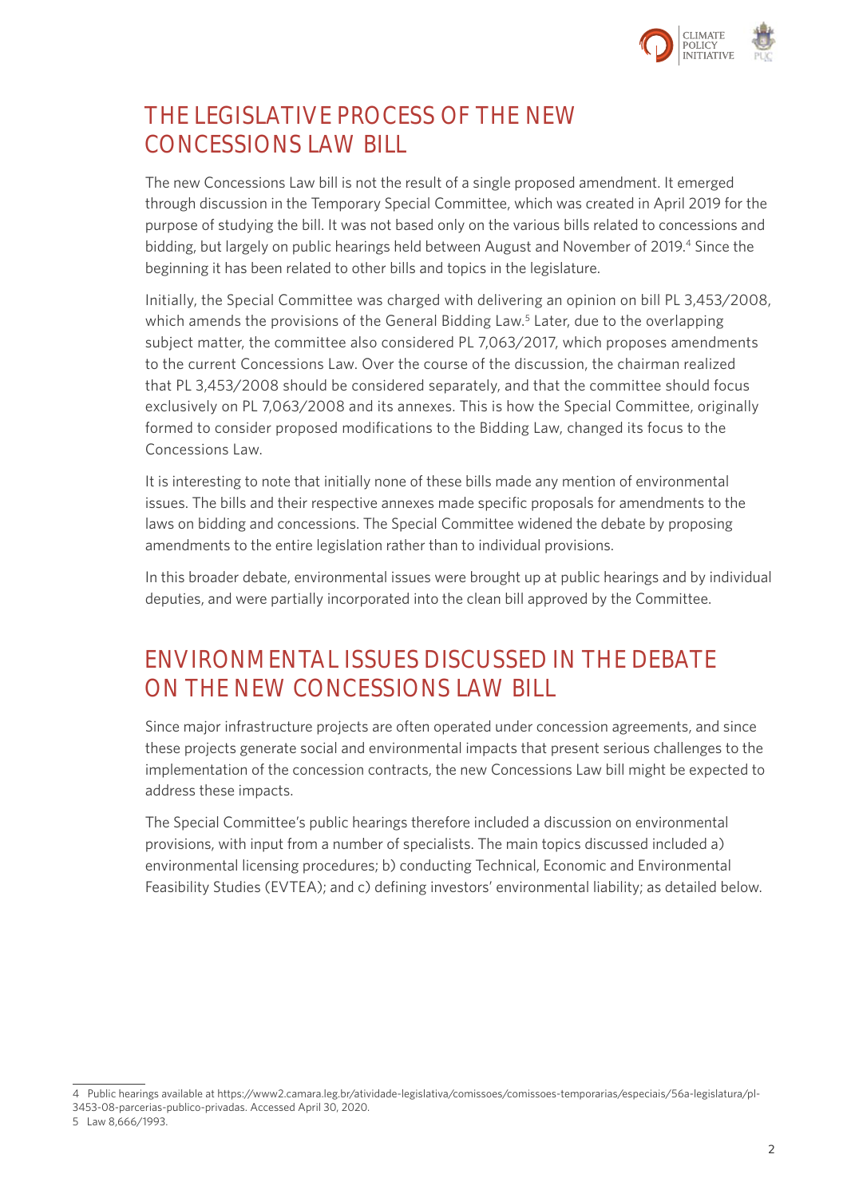## THE LEGISLATIVE PROCESS OF THE NEW CONCESSIONS LAW BILL

The new Concessions Law bill is not the result of a single proposed amendment. It emerged through discussion in the Temporary Special Committee, which was created in April 2019 for the purpose of studying the bill. It was not based only on the various bills related to concessions and bidding, but largely on public hearings held between August and November of 2019.[4] Since the beginning it has been related to other bills and topics in the legislature.

Initially, the Special Committee was charged with delivering an opinion on bill PL 3,453/2008, which amends the provisions of the General Bidding Law.[5] Later, due to the overlapping subject matter, the committee also considered PL 7,063/2017, which proposes amendments to the current Concessions Law. Over the course of the discussion, the chairman realized that PL 3,453/2008 should be considered separately, and that the committee should focus exclusively on PL 7,063/2008 and its annexes. This is how the Special Committee, originally formed to consider proposed modifications to the Bidding Law, changed its focus to the Concessions Law.

It is interesting to note that initially none of these bills made any mention of environmental issues. The bills and their respective annexes made specific proposals for amendments to the laws on bidding and concessions. The Special Committee widened the debate by proposing amendments to the entire legislation rather than to individual provisions.

In this broader debate, environmental issues were brought up at public hearings and by individual deputies, and were partially incorporated into the clean bill approved by the Committee.

## ENVIRONMENTAL ISSUES DISCUSSED IN THE DEBATE ON THE NEW CONCESSIONS LAW BILL

Since major infrastructure projects are often operated under concession agreements, and since these projects generate social and environmental impacts that present serious challenges to the implementation of the concession contracts, the new Concessions Law bill might be expected to address these impacts.

The Special Committee's public hearings therefore included a discussion on environmental provisions, with input from a number of specialists. The main topics discussed included a) environmental licensing procedures; b) conducting Technical, Economic and Environmental Feasibility Studies (EVTEA); and c) defining investors' environmental liability; as detailed below.

---

4 Public hearings available at https://www2.camara.leg.br/atividade-legislativa/comissoes/comissoes-temporarias/especiais/56a-legislatura/pl-3453-08-parcerias-publico-privadas. Accessed April 30, 2020.

5 Law 8,666/1993.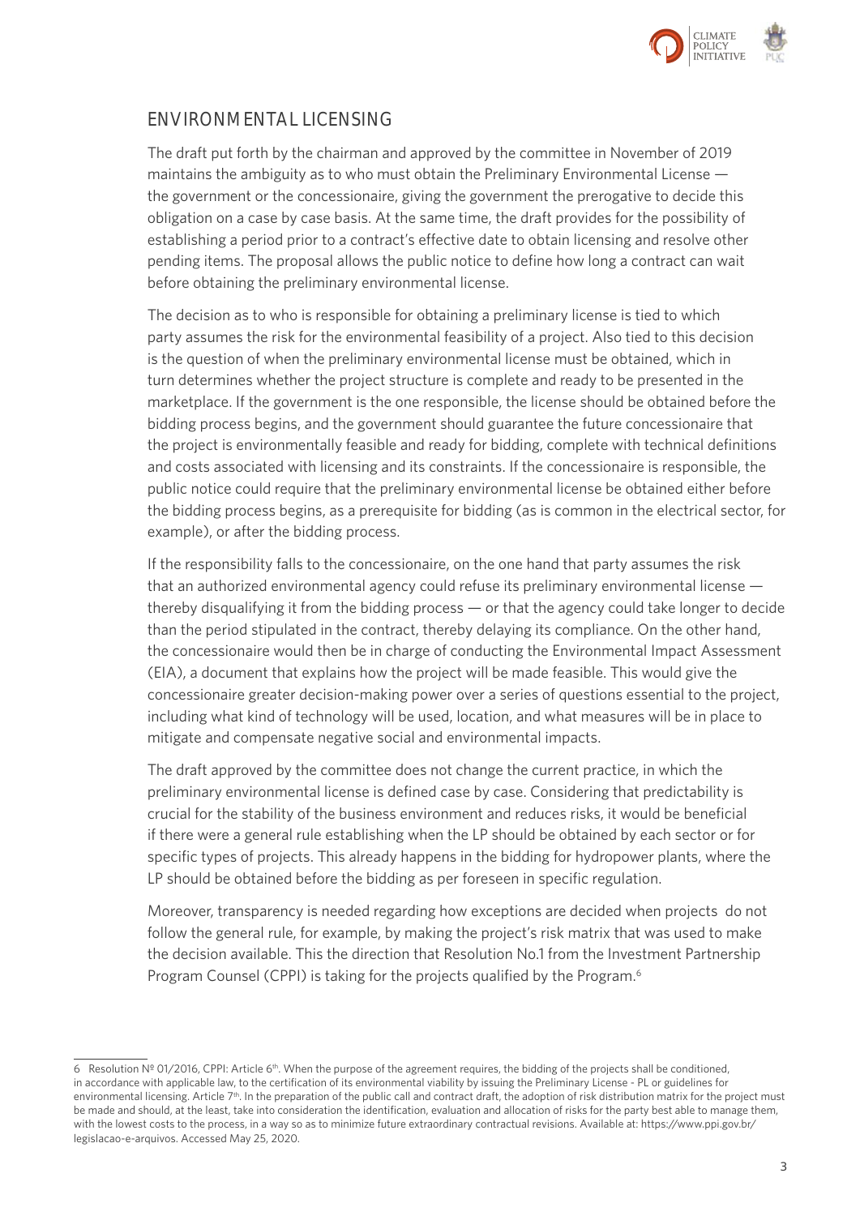## ENVIRONMENTAL LICENSING

The draft put forth by the chairman and approved by the committee in November of 2019 maintains the ambiguity as to who must obtain the Preliminary Environmental License — the government or the concessionaire, giving the government the prerogative to decide this obligation on a case by case basis. At the same time, the draft provides for the possibility of establishing a period prior to a contract's effective date to obtain licensing and resolve other pending items. The proposal allows the public notice to define how long a contract can wait before obtaining the preliminary environmental license.

The decision as to who is responsible for obtaining a preliminary license is tied to which party assumes the risk for the environmental feasibility of a project. Also tied to this decision is the question of when the preliminary environmental license must be obtained, which in turn determines whether the project structure is complete and ready to be presented in the marketplace. If the government is the one responsible, the license should be obtained before the bidding process begins, and the government should guarantee the future concessionaire that the project is environmentally feasible and ready for bidding, complete with technical definitions and costs associated with licensing and its constraints. If the concessionaire is responsible, the public notice could require that the preliminary environmental license be obtained either before the bidding process begins, as a prerequisite for bidding (as is common in the electrical sector, for example), or after the bidding process.

If the responsibility falls to the concessionaire, on the one hand that party assumes the risk that an authorized environmental agency could refuse its preliminary environmental license — thereby disqualifying it from the bidding process — or that the agency could take longer to decide than the period stipulated in the contract, thereby delaying its compliance. On the other hand, the concessionaire would then be in charge of conducting the Environmental Impact Assessment (EIA), a document that explains how the project will be made feasible. This would give the concessionaire greater decision-making power over a series of questions essential to the project, including what kind of technology will be used, location, and what measures will be in place to mitigate and compensate negative social and environmental impacts.

The draft approved by the committee does not change the current practice, in which the preliminary environmental license is defined case by case. Considering that predictability is crucial for the stability of the business environment and reduces risks, it would be beneficial if there were a general rule establishing when the LP should be obtained by each sector or for specific types of projects. This already happens in the bidding for hydropower plants, where the LP should be obtained before the bidding as per foreseen in specific regulation.

Moreover, transparency is needed regarding how exceptions are decided when projects do not follow the general rule, for example, by making the project's risk matrix that was used to make the decision available. This the direction that Resolution No.1 from the Investment Partnership Program Counsel (CPPI) is taking for the projects qualified by the Program.[6]

---

[6] Resolution Nº 01/2016, CPPI: Article 6th. When the purpose of the agreement requires, the bidding of the projects shall be conditioned, in accordance with applicable law, to the certification of its environmental viability by issuing the Preliminary License - PL or guidelines for environmental licensing. Article 7th. In the preparation of the public call and contract draft, the adoption of risk distribution matrix for the project must be made and should, at the least, take into consideration the identification, evaluation and allocation of risks for the party best able to manage them, with the lowest costs to the process, in a way so as to minimize future extraordinary contractual revisions. Available at: https://www.ppi.gov.br/legislacao-e-arquivos. Accessed May 25, 2020.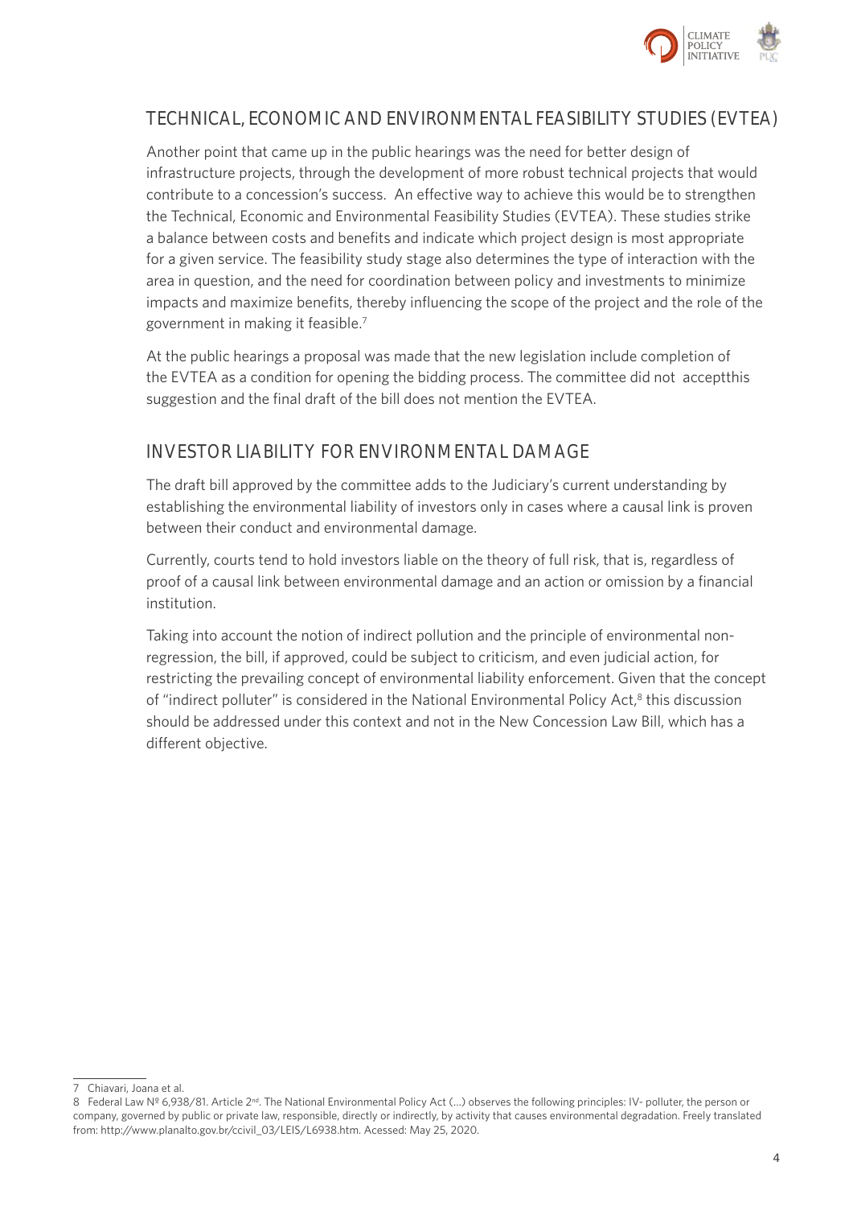## TECHNICAL, ECONOMIC AND ENVIRONMENTAL FEASIBILITY STUDIES (EVTEA)

Another point that came up in the public hearings was the need for better design of infrastructure projects, through the development of more robust technical projects that would contribute to a concession's success. An effective way to achieve this would be to strengthen the Technical, Economic and Environmental Feasibility Studies (EVTEA). These studies strike a balance between costs and benefits and indicate which project design is most appropriate for a given service. The feasibility study stage also determines the type of interaction with the area in question, and the need for coordination between policy and investments to minimize impacts and maximize benefits, thereby influencing the scope of the project and the role of the government in making it feasible.[7]

At the public hearings a proposal was made that the new legislation include completion of the EVTEA as a condition for opening the bidding process. The committee did not acceptthis suggestion and the final draft of the bill does not mention the EVTEA.

## INVESTOR LIABILITY FOR ENVIRONMENTAL DAMAGE

The draft bill approved by the committee adds to the Judiciary's current understanding by establishing the environmental liability of investors only in cases where a causal link is proven between their conduct and environmental damage.

Currently, courts tend to hold investors liable on the theory of full risk, that is, regardless of proof of a causal link between environmental damage and an action or omission by a financial institution.

Taking into account the notion of indirect pollution and the principle of environmental non-regression, the bill, if approved, could be subject to criticism, and even judicial action, for restricting the prevailing concept of environmental liability enforcement. Given that the concept of "indirect polluter" is considered in the National Environmental Policy Act,[8] this discussion should be addressed under this context and not in the New Concession Law Bill, which has a different objective.

---

7 Chiavari, Joana et al.

8 Federal Law Nº 6,938/81. Article 2nd. The National Environmental Policy Act (...) observes the following principles: IV- polluter, the person or company, governed by public or private law, responsible, directly or indirectly, by activity that causes environmental degradation. Freely translated from: http://www.planalto.gov.br/ccivil_03/LEIS/L6938.htm. Acessed: May 25, 2020.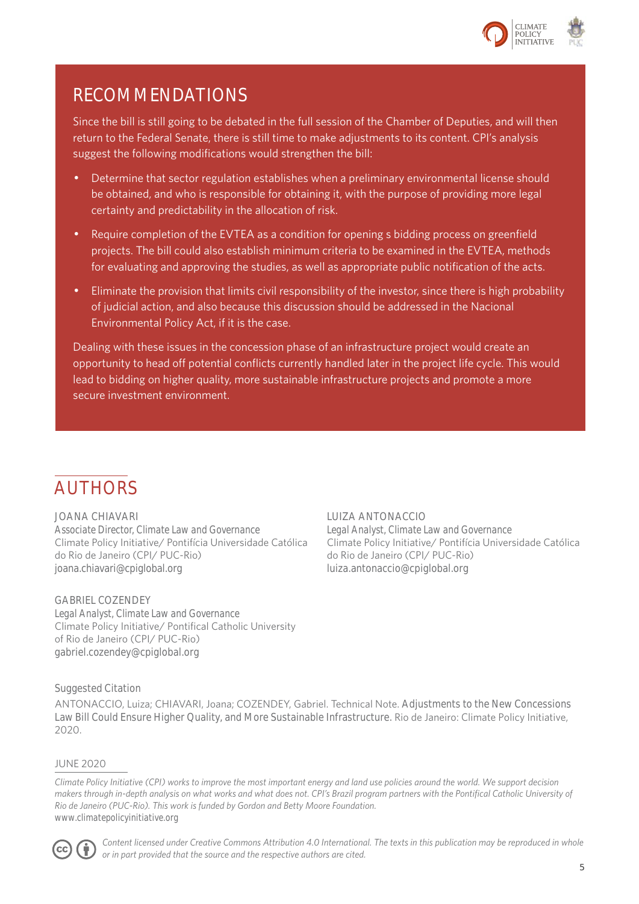## RECOMMENDATIONS

Since the bill is still going to be debated in the full session of the Chamber of Deputies, and will then return to the Federal Senate, there is still time to make adjustments to its content. CPI's analysis suggest the following modifications would strengthen the bill:

- Determine that sector regulation establishes when a preliminary environmental license should be obtained, and who is responsible for obtaining it, with the purpose of providing more legal certainty and predictability in the allocation of risk.
- Require completion of the EVTEA as a condition for opening s bidding process on greenfield projects. The bill could also establish minimum criteria to be examined in the EVTEA, methods for evaluating and approving the studies, as well as appropriate public notification of the acts.
- Eliminate the provision that limits civil responsibility of the investor, since there is high probability of judicial action, and also because this discussion should be addressed in the Nacional Environmental Policy Act, if it is the case.

Dealing with these issues in the concession phase of an infrastructure project would create an opportunity to head off potential conflicts currently handled later in the project life cycle. This would lead to bidding on higher quality, more sustainable infrastructure projects and promote a more secure investment environment.

## AUTHORS

JOANA CHIAVARI
Associate Director, Climate Law and Governance
Climate Policy Initiative/ Pontifícia Universidade Católica do Rio de Janeiro (CPI/ PUC-Rio)
joana.chiavari@cpiglobal.org

LUIZA ANTONACCIO
Legal Analyst, Climate Law and Governance
Climate Policy Initiative/ Pontifícia Universidade Católica do Rio de Janeiro (CPI/ PUC-Rio)
luiza.antonaccio@cpiglobal.org

GABRIEL COZENDEY
Legal Analyst, Climate Law and Governance
Climate Policy Initiative/ Pontifical Catholic University of Rio de Janeiro (CPI/ PUC-Rio)
gabriel.cozendey@cpiglobal.org

Suggested Citation

ANTONACCIO, Luiza; CHIAVARI, Joana; COZENDEY, Gabriel. Technical Note. Adjustments to the New Concessions Law Bill Could Ensure Higher Quality, and More Sustainable Infrastructure. Rio de Janeiro: Climate Policy Initiative, 2020.

JUNE 2020

*Climate Policy Initiative (CPI) works to improve the most important energy and land use policies around the world. We support decision makers through in-depth analysis on what works and what does not. CPI's Brazil program partners with the Pontifical Catholic University of Rio de Janeiro (PUC-Rio). This work is funded by Gordon and Betty Moore Foundation.*
www.climatepolicyinitiative.org

*Content licensed under Creative Commons Attribution 4.0 International. The texts in this publication may be reproduced in whole or in part provided that the source and the respective authors are cited.*